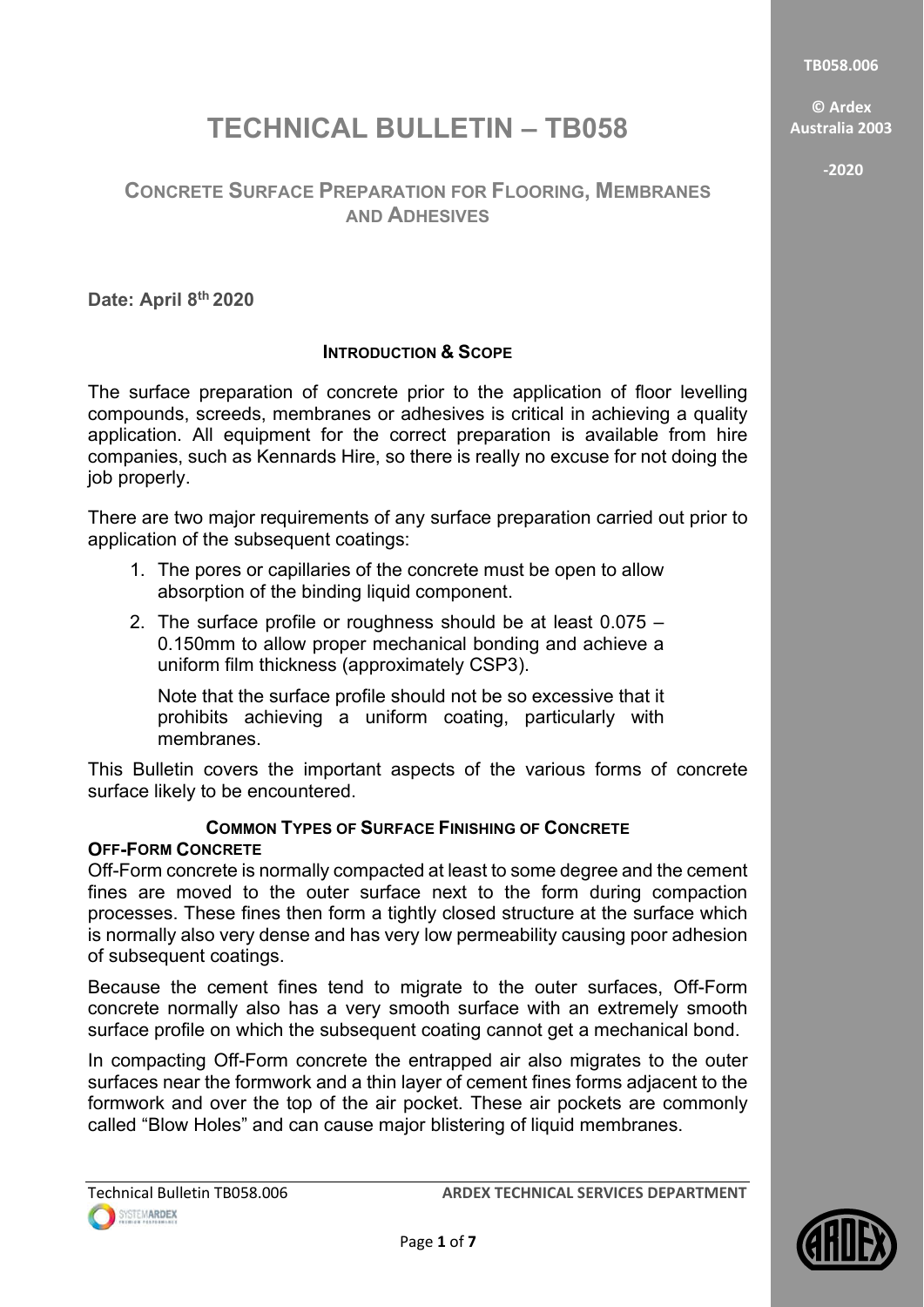# TECHNICAL BULLETIN – TB058

## Concrete Surface Preparation for Flooring, Membranes and Adhesives

**Date: April 8th 2020**

### Introduction & Scope

The surface preparation of concrete prior to the application of floor levelling compounds, screeds, membranes or adhesives is critical in achieving a quality application. All equipment for the correct preparation is available from hire companies, such as Kennards Hire, so there is really no excuse for not doing the job properly.

There are two major requirements of any surface preparation carried out prior to application of the subsequent coatings:

1. The pores or capillaries of the concrete must be open to allow absorption of the binding liquid component.
2. The surface profile or roughness should be at least 0.075 – 0.150mm to allow proper mechanical bonding and achieve a uniform film thickness (approximately CSP3).

   Note that the surface profile should not be so excessive that it prohibits achieving a uniform coating, particularly with membranes.

This Bulletin covers the important aspects of the various forms of concrete surface likely to be encountered.

### Common Types of Surface Finishing of Concrete

#### Off-Form Concrete

Off-Form concrete is normally compacted at least to some degree and the cement fines are moved to the outer surface next to the form during compaction processes. These fines then form a tightly closed structure at the surface which is normally also very dense and has very low permeability causing poor adhesion of subsequent coatings.

Because the cement fines tend to migrate to the outer surfaces, Off-Form concrete normally also has a very smooth surface with an extremely smooth surface profile on which the subsequent coating cannot get a mechanical bond.

In compacting Off-Form concrete the entrapped air also migrates to the outer surfaces near the formwork and a thin layer of cement fines forms adjacent to the formwork and over the top of the air pocket. These air pockets are commonly called "Blow Holes" and can cause major blistering of liquid membranes.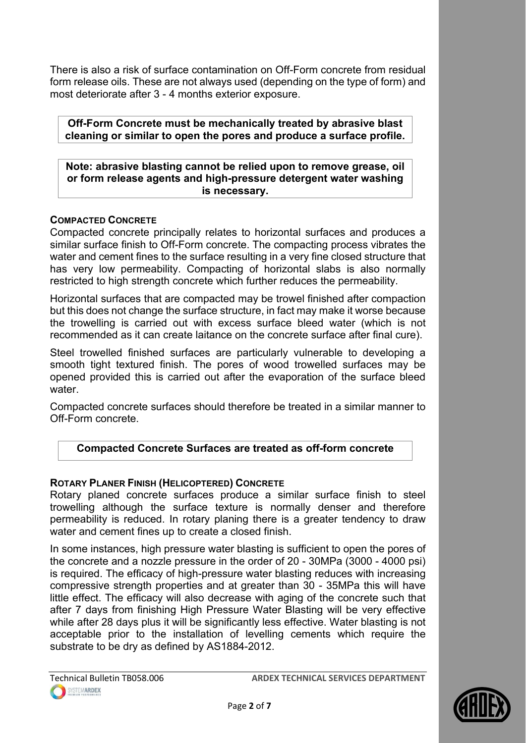There is also a risk of surface contamination on Off-Form concrete from residual form release oils. These are not always used (depending on the type of form) and most deteriorate after 3 - 4 months exterior exposure.

**Off-Form Concrete must be mechanically treated by abrasive blast cleaning or similar to open the pores and produce a surface profile.**

**Note: abrasive blasting cannot be relied upon to remove grease, oil or form release agents and high-pressure detergent water washing is necessary.**

### COMPACTED CONCRETE

Compacted concrete principally relates to horizontal surfaces and produces a similar surface finish to Off-Form concrete. The compacting process vibrates the water and cement fines to the surface resulting in a very fine closed structure that has very low permeability. Compacting of horizontal slabs is also normally restricted to high strength concrete which further reduces the permeability.

Horizontal surfaces that are compacted may be trowel finished after compaction but this does not change the surface structure, in fact may make it worse because the trowelling is carried out with excess surface bleed water (which is not recommended as it can create laitance on the concrete surface after final cure).

Steel trowelled finished surfaces are particularly vulnerable to developing a smooth tight textured finish. The pores of wood trowelled surfaces may be opened provided this is carried out after the evaporation of the surface bleed water.

Compacted concrete surfaces should therefore be treated in a similar manner to Off-Form concrete.

**Compacted Concrete Surfaces are treated as off-form concrete**

### ROTARY PLANER FINISH (HELICOPTERED) CONCRETE

Rotary planed concrete surfaces produce a similar surface finish to steel trowelling although the surface texture is normally denser and therefore permeability is reduced. In rotary planing there is a greater tendency to draw water and cement fines up to create a closed finish.

In some instances, high pressure water blasting is sufficient to open the pores of the concrete and a nozzle pressure in the order of 20 - 30MPa (3000 - 4000 psi) is required. The efficacy of high-pressure water blasting reduces with increasing compressive strength properties and at greater than 30 - 35MPa this will have little effect. The efficacy will also decrease with aging of the concrete such that after 7 days from finishing High Pressure Water Blasting will be very effective while after 28 days plus it will be significantly less effective. Water blasting is not acceptable prior to the installation of levelling cements which require the substrate to be dry as defined by AS1884-2012.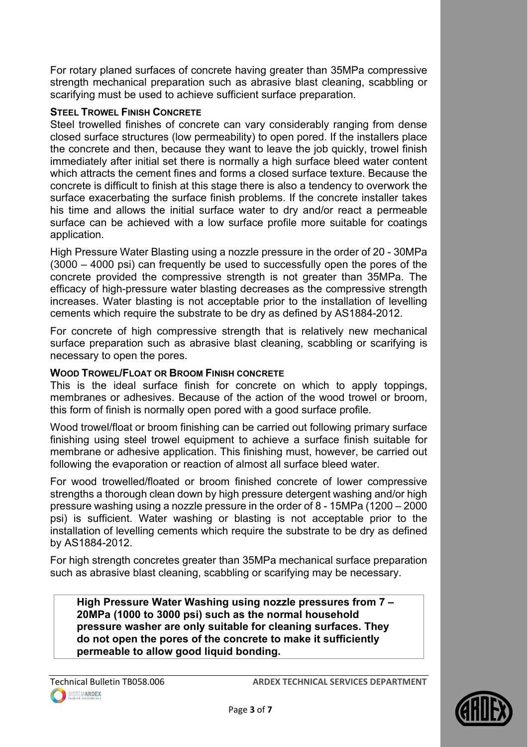For rotary planed surfaces of concrete having greater than 35MPa compressive strength mechanical preparation such as abrasive blast cleaning, scabbling or scarifying must be used to achieve sufficient surface preparation.

#### STEEL TROWEL FINISH CONCRETE

Steel trowelled finishes of concrete can vary considerably ranging from dense closed surface structures (low permeability) to open pored. If the installers place the concrete and then, because they want to leave the job quickly, trowel finish immediately after initial set there is normally a high surface bleed water content which attracts the cement fines and forms a closed surface texture. Because the concrete is difficult to finish at this stage there is also a tendency to overwork the surface exacerbating the surface finish problems. If the concrete installer takes his time and allows the initial surface water to dry and/or react a permeable surface can be achieved with a low surface profile more suitable for coatings application.

High Pressure Water Blasting using a nozzle pressure in the order of 20 - 30MPa (3000 – 4000 psi) can frequently be used to successfully open the pores of the concrete provided the compressive strength is not greater than 35MPa. The efficacy of high-pressure water blasting decreases as the compressive strength increases. Water blasting is not acceptable prior to the installation of levelling cements which require the substrate to be dry as defined by AS1884-2012.

For concrete of high compressive strength that is relatively new mechanical surface preparation such as abrasive blast cleaning, scabbling or scarifying is necessary to open the pores.

#### WOOD TROWEL/FLOAT OR BROOM FINISH CONCRETE

This is the ideal surface finish for concrete on which to apply toppings, membranes or adhesives. Because of the action of the wood trowel or broom, this form of finish is normally open pored with a good surface profile.

Wood trowel/float or broom finishing can be carried out following primary surface finishing using steel trowel equipment to achieve a surface finish suitable for membrane or adhesive application. This finishing must, however, be carried out following the evaporation or reaction of almost all surface bleed water.

For wood trowelled/floated or broom finished concrete of lower compressive strengths a thorough clean down by high pressure detergent washing and/or high pressure washing using a nozzle pressure in the order of 8 - 15MPa (1200 – 2000 psi) is sufficient. Water washing or blasting is not acceptable prior to the installation of levelling cements which require the substrate to be dry as defined by AS1884-2012.

For high strength concretes greater than 35MPa mechanical surface preparation such as abrasive blast cleaning, scabbling or scarifying may be necessary.

> **High Pressure Water Washing using nozzle pressures from 7 – 20MPa (1000 to 3000 psi) such as the normal household pressure washer are only suitable for cleaning surfaces. They do not open the pores of the concrete to make it sufficiently permeable to allow good liquid bonding.**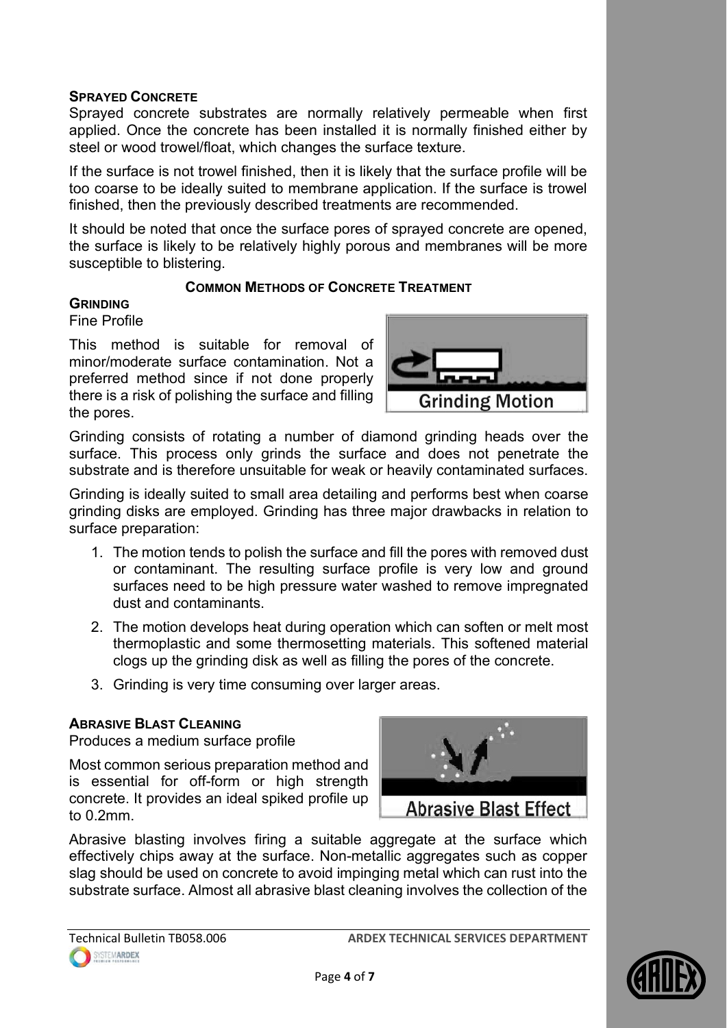### SPRAYED CONCRETE

Sprayed concrete substrates are normally relatively permeable when first applied. Once the concrete has been installed it is normally finished either by steel or wood trowel/float, which changes the surface texture.

If the surface is not trowel finished, then it is likely that the surface profile will be too coarse to be ideally suited to membrane application. If the surface is trowel finished, then the previously described treatments are recommended.

It should be noted that once the surface pores of sprayed concrete are opened, the surface is likely to be relatively highly porous and membranes will be more susceptible to blistering.

## COMMON METHODS OF CONCRETE TREATMENT

### GRINDING

Fine Profile

This method is suitable for removal of minor/moderate surface contamination. Not a preferred method since if not done properly there is a risk of polishing the surface and filling the pores.

Grinding Motion

Grinding consists of rotating a number of diamond grinding heads over the surface. This process only grinds the surface and does not penetrate the substrate and is therefore unsuitable for weak or heavily contaminated surfaces.

Grinding is ideally suited to small area detailing and performs best when coarse grinding disks are employed. Grinding has three major drawbacks in relation to surface preparation:

1. The motion tends to polish the surface and fill the pores with removed dust or contaminant. The resulting surface profile is very low and ground surfaces need to be high pressure water washed to remove impregnated dust and contaminants.
2. The motion develops heat during operation which can soften or melt most thermoplastic and some thermosetting materials. This softened material clogs up the grinding disk as well as filling the pores of the concrete.
3. Grinding is very time consuming over larger areas.

### ABRASIVE BLAST CLEANING

Produces a medium surface profile

Most common serious preparation method and is essential for off-form or high strength concrete. It provides an ideal spiked profile up to 0.2mm.

Abrasive Blast Effect

Abrasive blasting involves firing a suitable aggregate at the surface which effectively chips away at the surface. Non-metallic aggregates such as copper slag should be used on concrete to avoid impinging metal which can rust into the substrate surface. Almost all abrasive blast cleaning involves the collection of the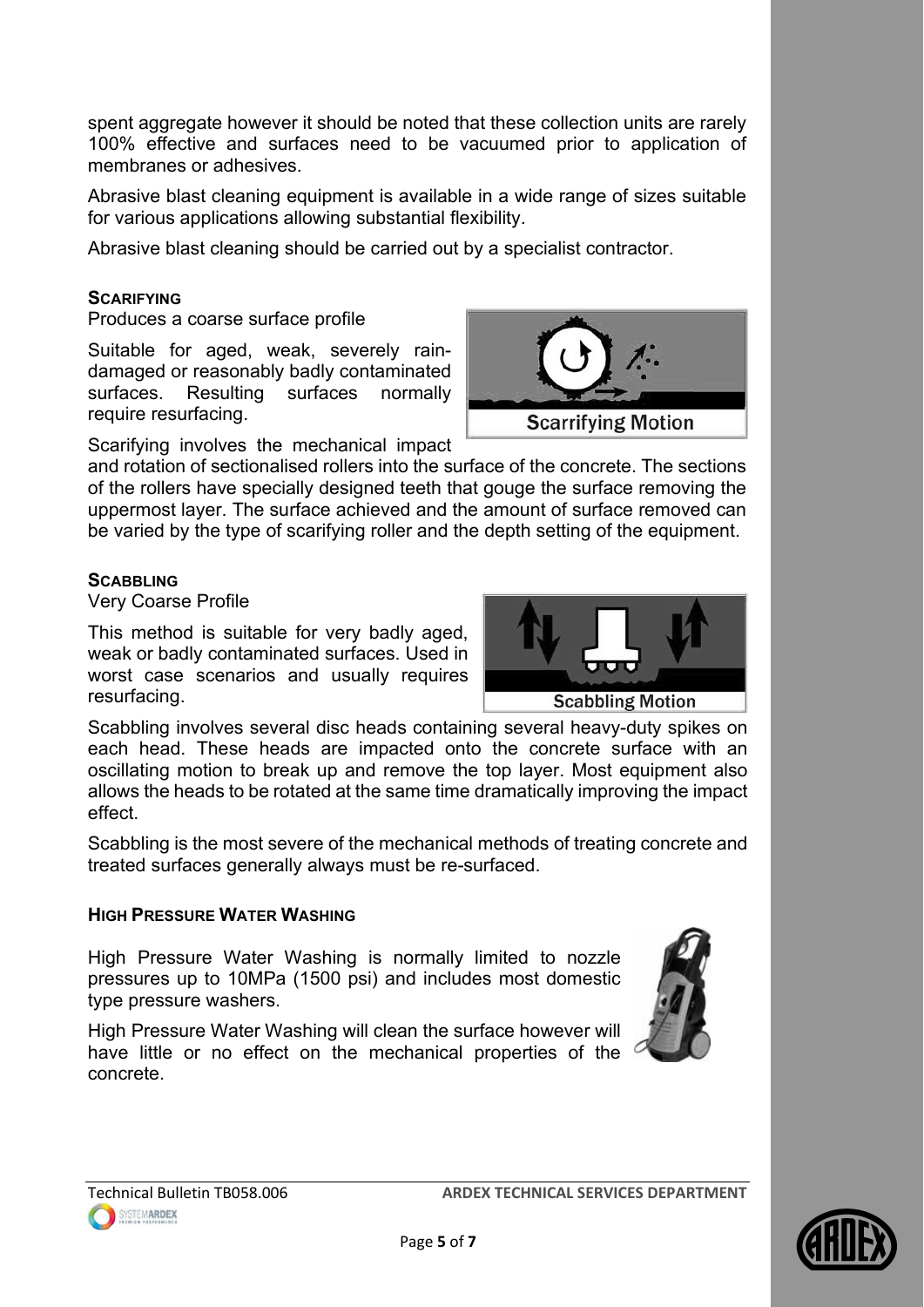spent aggregate however it should be noted that these collection units are rarely 100% effective and surfaces need to be vacuumed prior to application of membranes or adhesives.

Abrasive blast cleaning equipment is available in a wide range of sizes suitable for various applications allowing substantial flexibility.

Abrasive blast cleaning should be carried out by a specialist contractor.

### SCARIFYING

Produces a coarse surface profile

Suitable for aged, weak, severely rain-damaged or reasonably badly contaminated surfaces. Resulting surfaces normally require resurfacing.

Scarrifying Motion

Scarifying involves the mechanical impact and rotation of sectionalised rollers into the surface of the concrete. The sections of the rollers have specially designed teeth that gouge the surface removing the uppermost layer. The surface achieved and the amount of surface removed can be varied by the type of scarifying roller and the depth setting of the equipment.

### SCABBLING

Very Coarse Profile

This method is suitable for very badly aged, weak or badly contaminated surfaces. Used in worst case scenarios and usually requires resurfacing.

Scabbling Motion

Scabbling involves several disc heads containing several heavy-duty spikes on each head. These heads are impacted onto the concrete surface with an oscillating motion to break up and remove the top layer. Most equipment also allows the heads to be rotated at the same time dramatically improving the impact effect.

Scabbling is the most severe of the mechanical methods of treating concrete and treated surfaces generally always must be re-surfaced.

### HIGH PRESSURE WATER WASHING

High Pressure Water Washing is normally limited to nozzle pressures up to 10MPa (1500 psi) and includes most domestic type pressure washers.

High Pressure Water Washing will clean the surface however will have little or no effect on the mechanical properties of the concrete.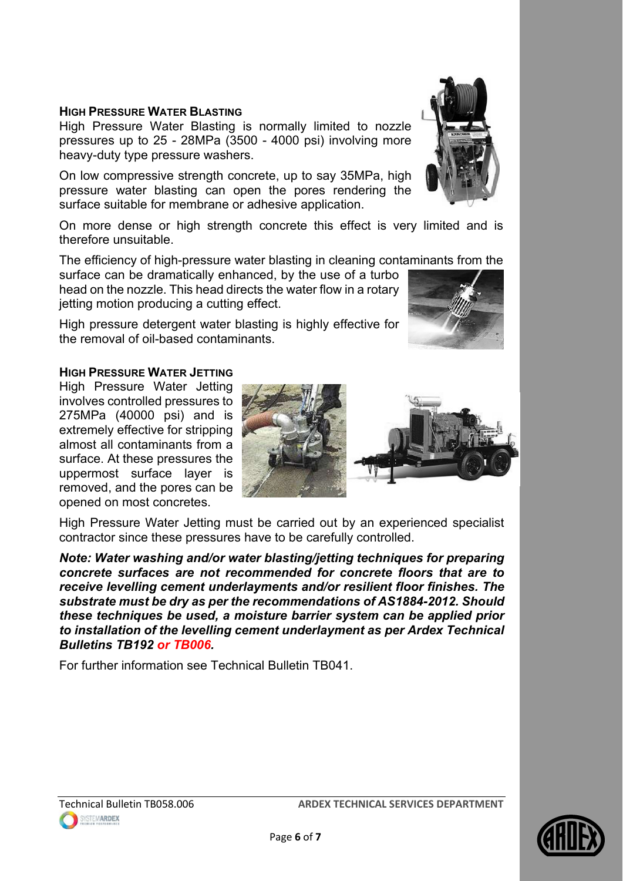### High Pressure Water Blasting

High Pressure Water Blasting is normally limited to nozzle pressures up to 25 - 28MPa (3500 - 4000 psi) involving more heavy-duty type pressure washers.

On low compressive strength concrete, up to say 35MPa, high pressure water blasting can open the pores rendering the surface suitable for membrane or adhesive application.

On more dense or high strength concrete this effect is very limited and is therefore unsuitable.

The efficiency of high-pressure water blasting in cleaning contaminants from the surface can be dramatically enhanced, by the use of a turbo head on the nozzle. This head directs the water flow in a rotary jetting motion producing a cutting effect.

High pressure detergent water blasting is highly effective for the removal of oil-based contaminants.

### High Pressure Water Jetting

High Pressure Water Jetting involves controlled pressures to 275MPa (40000 psi) and is extremely effective for stripping almost all contaminants from a surface. At these pressures the uppermost surface layer is removed, and the pores can be opened on most concretes.

High Pressure Water Jetting must be carried out by an experienced specialist contractor since these pressures have to be carefully controlled.

***Note: Water washing and/or water blasting/jetting techniques for preparing concrete surfaces are not recommended for concrete floors that are to receive levelling cement underlayments and/or resilient floor finishes. The substrate must be dry as per the recommendations of AS1884-2012. Should these techniques be used, a moisture barrier system can be applied prior to installation of the levelling cement underlayment as per Ardex Technical Bulletins TB192 or TB006.***

For further information see Technical Bulletin TB041.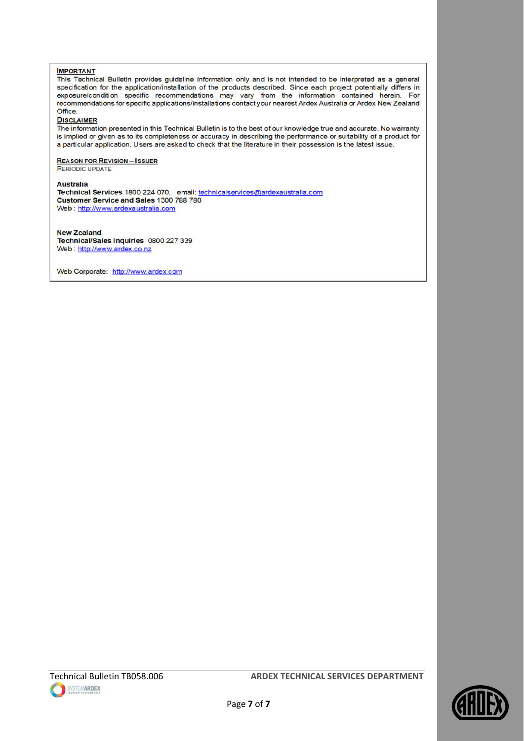**IMPORTANT**

This Technical Bulletin provides guideline information only and is not intended to be interpreted as a general specification for the application/installation of the products described. Since each project potentially differs in exposure/condition specific recommendations may vary from the information contained herein. For recommendations for specific applications/installations contact your nearest Ardex Australia or Ardex New Zealand Office.

**DISCLAIMER**

The information presented in this Technical Bulletin is to the best of our knowledge true and accurate. No warranty is implied or given as to its completeness or accuracy in describing the performance or suitability of a product for a particular application. Users are asked to check that the literature in their possession is the latest issue.

**REASON FOR REVISION – ISSUER**

PERIODIC UPDATE

**Australia**
**Technical Services** 1800 224 070. email: technicalservices@ardexaustralia.com
**Customer Service and Sales** 1300 788 780
Web : http://www.ardexaustralia.com

**New Zealand**
**Technical/Sales Inquiries** 0800 227 339
Web : http://www.ardex.co.nz

Web Corporate: http://www.ardex.com